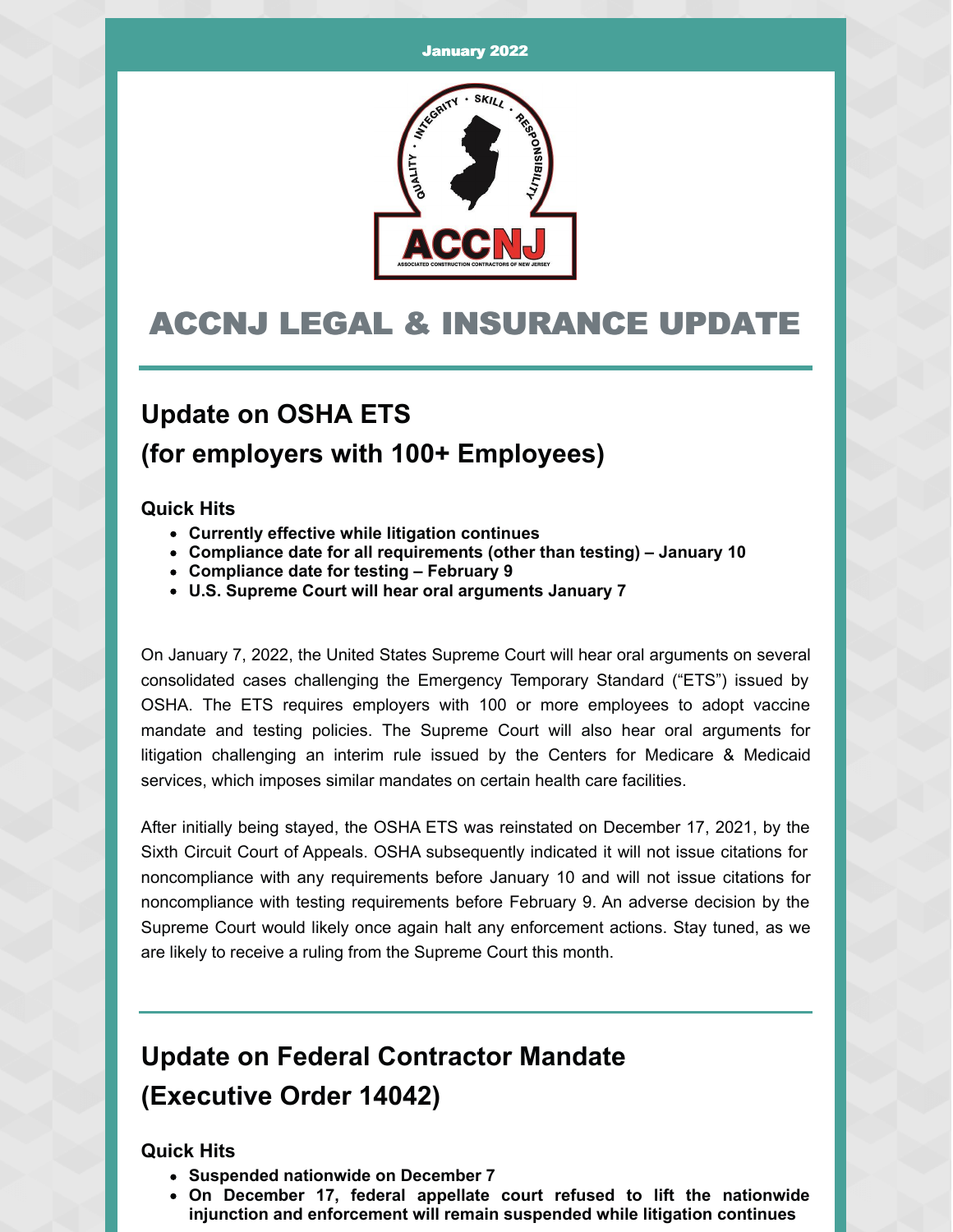January 2022

# ACCNJ LEGAL & INSURANCE UPDATE

## Update on OSHA ETS (for employers with 100+ Employees)

### Quick Hits

- **Currently effective while litigation continues**
- **Compliance date for all requirements (other than testing) – January 10**
- **Compliance date for testing – February 9**
- **U.S. Supreme Court will hear oral arguments January 7**

On January 7, 2022, the United States Supreme Court will hear oral arguments on several consolidated cases challenging the Emergency Temporary Standard ("ETS") issued by OSHA. The ETS requires employers with 100 or more employees to adopt vaccine mandate and testing policies. The Supreme Court will also hear oral arguments for litigation challenging an interim rule issued by the Centers for Medicare & Medicaid services, which imposes similar mandates on certain health care facilities.

After initially being stayed, the OSHA ETS was reinstated on December 17, 2021, by the Sixth Circuit Court of Appeals. OSHA subsequently indicated it will not issue citations for noncompliance with any requirements before January 10 and will not issue citations for noncompliance with testing requirements before February 9. An adverse decision by the Supreme Court would likely once again halt any enforcement actions. Stay tuned, as we are likely to receive a ruling from the Supreme Court this month.

## Update on Federal Contractor Mandate (Executive Order 14042)

### Quick Hits

- **Suspended nationwide on December 7**
- **On December 17, federal appellate court refused to lift the nationwide injunction and enforcement will remain suspended while litigation continues**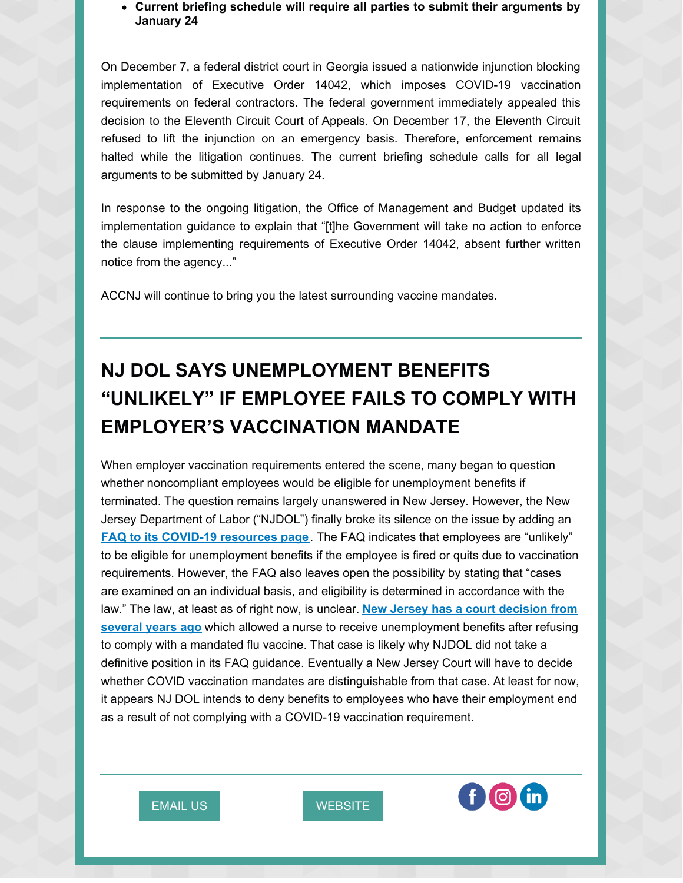- **Current briefing schedule will require all parties to submit their arguments by January 24**

On December 7, a federal district court in Georgia issued a nationwide injunction blocking implementation of Executive Order 14042, which imposes COVID-19 vaccination requirements on federal contractors. The federal government immediately appealed this decision to the Eleventh Circuit Court of Appeals. On December 17, the Eleventh Circuit refused to lift the injunction on an emergency basis. Therefore, enforcement remains halted while the litigation continues. The current briefing schedule calls for all legal arguments to be submitted by January 24.

In response to the ongoing litigation, the Office of Management and Budget updated its implementation guidance to explain that "[t]he Government will take no action to enforce the clause implementing requirements of Executive Order 14042, absent further written notice from the agency..."

ACCNJ will continue to bring you the latest surrounding vaccine mandates.

## NJ DOL SAYS UNEMPLOYMENT BENEFITS "UNLIKELY" IF EMPLOYEE FAILS TO COMPLY WITH EMPLOYER'S VACCINATION MANDATE

When employer vaccination requirements entered the scene, many began to question whether noncompliant employees would be eligible for unemployment benefits if terminated. The question remains largely unanswered in New Jersey. However, the New Jersey Department of Labor ("NJDOL") finally broke its silence on the issue by adding an **FAQ to its COVID-19 resources page**. The FAQ indicates that employees are "unlikely" to be eligible for unemployment benefits if the employee is fired or quits due to vaccination requirements. However, the FAQ also leaves open the possibility by stating that "cases are examined on an individual basis, and eligibility is determined in accordance with the law." The law, at least as of right now, is unclear. **New Jersey has a court decision from several years ago** which allowed a nurse to receive unemployment benefits after refusing to comply with a mandated flu vaccine. That case is likely why NJDOL did not take a definitive position in its FAQ guidance. Eventually a New Jersey Court will have to decide whether COVID vaccination mandates are distinguishable from that case. At least for now, it appears NJ DOL intends to deny benefits to employees who have their employment end as a result of not complying with a COVID-19 vaccination requirement.

EMAIL US

WEBSITE